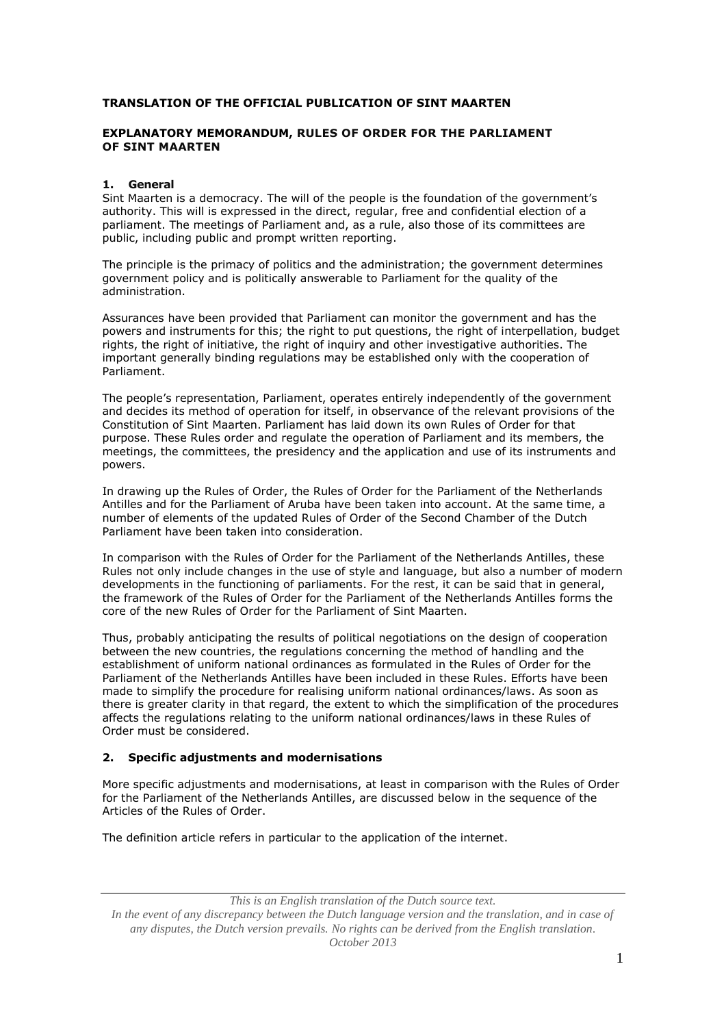**TRANSLATION OF THE OFFICIAL PUBLICATION OF SINT MAARTEN**

**EXPLANATORY MEMORANDUM, RULES OF ORDER FOR THE PARLIAMENT OF SINT MAARTEN**

## 1. General

Sint Maarten is a democracy. The will of the people is the foundation of the government's authority. This will is expressed in the direct, regular, free and confidential election of a parliament. The meetings of Parliament and, as a rule, also those of its committees are public, including public and prompt written reporting.

The principle is the primacy of politics and the administration; the government determines government policy and is politically answerable to Parliament for the quality of the administration.

Assurances have been provided that Parliament can monitor the government and has the powers and instruments for this; the right to put questions, the right of interpellation, budget rights, the right of initiative, the right of inquiry and other investigative authorities. The important generally binding regulations may be established only with the cooperation of Parliament.

The people's representation, Parliament, operates entirely independently of the government and decides its method of operation for itself, in observance of the relevant provisions of the Constitution of Sint Maarten. Parliament has laid down its own Rules of Order for that purpose. These Rules order and regulate the operation of Parliament and its members, the meetings, the committees, the presidency and the application and use of its instruments and powers.

In drawing up the Rules of Order, the Rules of Order for the Parliament of the Netherlands Antilles and for the Parliament of Aruba have been taken into account. At the same time, a number of elements of the updated Rules of Order of the Second Chamber of the Dutch Parliament have been taken into consideration.

In comparison with the Rules of Order for the Parliament of the Netherlands Antilles, these Rules not only include changes in the use of style and language, but also a number of modern developments in the functioning of parliaments. For the rest, it can be said that in general, the framework of the Rules of Order for the Parliament of the Netherlands Antilles forms the core of the new Rules of Order for the Parliament of Sint Maarten.

Thus, probably anticipating the results of political negotiations on the design of cooperation between the new countries, the regulations concerning the method of handling and the establishment of uniform national ordinances as formulated in the Rules of Order for the Parliament of the Netherlands Antilles have been included in these Rules. Efforts have been made to simplify the procedure for realising uniform national ordinances/laws. As soon as there is greater clarity in that regard, the extent to which the simplification of the procedures affects the regulations relating to the uniform national ordinances/laws in these Rules of Order must be considered.

## 2. Specific adjustments and modernisations

More specific adjustments and modernisations, at least in comparison with the Rules of Order for the Parliament of the Netherlands Antilles, are discussed below in the sequence of the Articles of the Rules of Order.

The definition article refers in particular to the application of the internet.

*This is an English translation of the Dutch source text.*
*In the event of any discrepancy between the Dutch language version and the translation, and in case of any disputes, the Dutch version prevails. No rights can be derived from the English translation.*
*October 2013*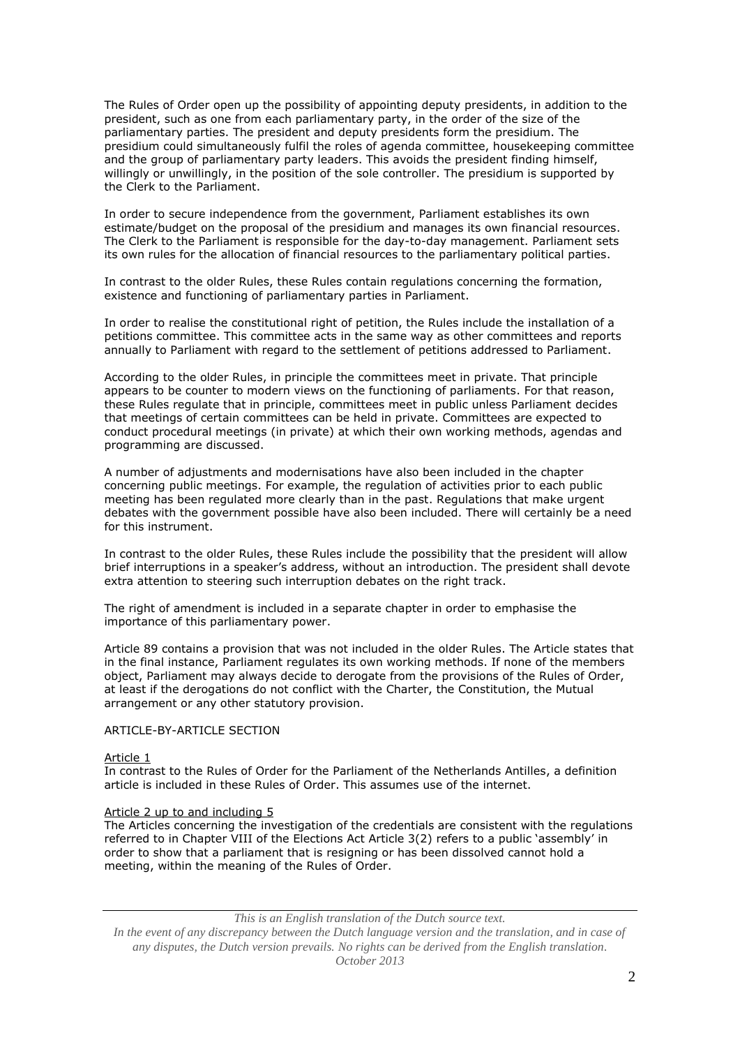The Rules of Order open up the possibility of appointing deputy presidents, in addition to the president, such as one from each parliamentary party, in the order of the size of the parliamentary parties. The president and deputy presidents form the presidium. The presidium could simultaneously fulfil the roles of agenda committee, housekeeping committee and the group of parliamentary party leaders. This avoids the president finding himself, willingly or unwillingly, in the position of the sole controller. The presidium is supported by the Clerk to the Parliament.

In order to secure independence from the government, Parliament establishes its own estimate/budget on the proposal of the presidium and manages its own financial resources. The Clerk to the Parliament is responsible for the day-to-day management. Parliament sets its own rules for the allocation of financial resources to the parliamentary political parties.

In contrast to the older Rules, these Rules contain regulations concerning the formation, existence and functioning of parliamentary parties in Parliament.

In order to realise the constitutional right of petition, the Rules include the installation of a petitions committee. This committee acts in the same way as other committees and reports annually to Parliament with regard to the settlement of petitions addressed to Parliament.

According to the older Rules, in principle the committees meet in private. That principle appears to be counter to modern views on the functioning of parliaments. For that reason, these Rules regulate that in principle, committees meet in public unless Parliament decides that meetings of certain committees can be held in private. Committees are expected to conduct procedural meetings (in private) at which their own working methods, agendas and programming are discussed.

A number of adjustments and modernisations have also been included in the chapter concerning public meetings. For example, the regulation of activities prior to each public meeting has been regulated more clearly than in the past. Regulations that make urgent debates with the government possible have also been included. There will certainly be a need for this instrument.

In contrast to the older Rules, these Rules include the possibility that the president will allow brief interruptions in a speaker's address, without an introduction. The president shall devote extra attention to steering such interruption debates on the right track.

The right of amendment is included in a separate chapter in order to emphasise the importance of this parliamentary power.

Article 89 contains a provision that was not included in the older Rules. The Article states that in the final instance, Parliament regulates its own working methods. If none of the members object, Parliament may always decide to derogate from the provisions of the Rules of Order, at least if the derogations do not conflict with the Charter, the Constitution, the Mutual arrangement or any other statutory provision.

## ARTICLE-BY-ARTICLE SECTION

<u>Article 1</u>
In contrast to the Rules of Order for the Parliament of the Netherlands Antilles, a definition article is included in these Rules of Order. This assumes use of the internet.

<u>Article 2 up to and including 5</u>
The Articles concerning the investigation of the credentials are consistent with the regulations referred to in Chapter VIII of the Elections Act Article 3(2) refers to a public 'assembly' in order to show that a parliament that is resigning or has been dissolved cannot hold a meeting, within the meaning of the Rules of Order.

*This is an English translation of the Dutch source text.*
*In the event of any discrepancy between the Dutch language version and the translation, and in case of any disputes, the Dutch version prevails. No rights can be derived from the English translation.*
*October 2013*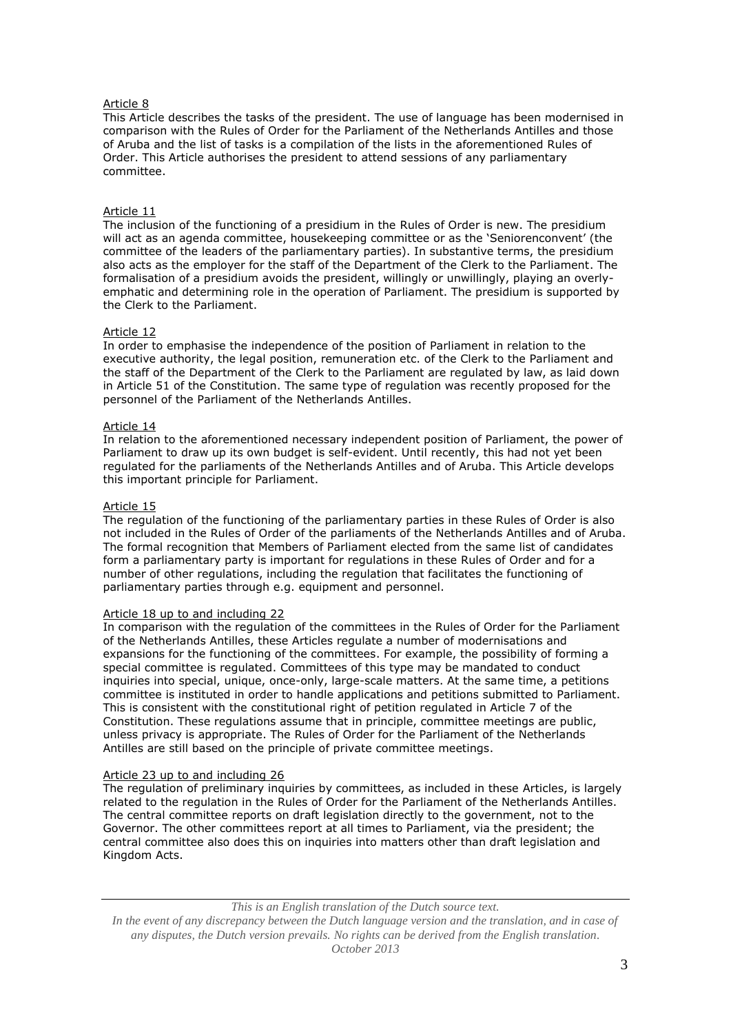Article 8

This Article describes the tasks of the president. The use of language has been modernised in comparison with the Rules of Order for the Parliament of the Netherlands Antilles and those of Aruba and the list of tasks is a compilation of the lists in the aforementioned Rules of Order. This Article authorises the president to attend sessions of any parliamentary committee.

Article 11

The inclusion of the functioning of a presidium in the Rules of Order is new. The presidium will act as an agenda committee, housekeeping committee or as the 'Seniorenconvent' (the committee of the leaders of the parliamentary parties). In substantive terms, the presidium also acts as the employer for the staff of the Department of the Clerk to the Parliament. The formalisation of a presidium avoids the president, willingly or unwillingly, playing an overly-emphatic and determining role in the operation of Parliament. The presidium is supported by the Clerk to the Parliament.

Article 12

In order to emphasise the independence of the position of Parliament in relation to the executive authority, the legal position, remuneration etc. of the Clerk to the Parliament and the staff of the Department of the Clerk to the Parliament are regulated by law, as laid down in Article 51 of the Constitution. The same type of regulation was recently proposed for the personnel of the Parliament of the Netherlands Antilles.

Article 14

In relation to the aforementioned necessary independent position of Parliament, the power of Parliament to draw up its own budget is self-evident. Until recently, this had not yet been regulated for the parliaments of the Netherlands Antilles and of Aruba. This Article develops this important principle for Parliament.

Article 15

The regulation of the functioning of the parliamentary parties in these Rules of Order is also not included in the Rules of Order of the parliaments of the Netherlands Antilles and of Aruba. The formal recognition that Members of Parliament elected from the same list of candidates form a parliamentary party is important for regulations in these Rules of Order and for a number of other regulations, including the regulation that facilitates the functioning of parliamentary parties through e.g. equipment and personnel.

Article 18 up to and including 22

In comparison with the regulation of the committees in the Rules of Order for the Parliament of the Netherlands Antilles, these Articles regulate a number of modernisations and expansions for the functioning of the committees. For example, the possibility of forming a special committee is regulated. Committees of this type may be mandated to conduct inquiries into special, unique, once-only, large-scale matters. At the same time, a petitions committee is instituted in order to handle applications and petitions submitted to Parliament. This is consistent with the constitutional right of petition regulated in Article 7 of the Constitution. These regulations assume that in principle, committee meetings are public, unless privacy is appropriate. The Rules of Order for the Parliament of the Netherlands Antilles are still based on the principle of private committee meetings.

Article 23 up to and including 26

The regulation of preliminary inquiries by committees, as included in these Articles, is largely related to the regulation in the Rules of Order for the Parliament of the Netherlands Antilles. The central committee reports on draft legislation directly to the government, not to the Governor. The other committees report at all times to Parliament, via the president; the central committee also does this on inquiries into matters other than draft legislation and Kingdom Acts.

*This is an English translation of the Dutch source text.*
*In the event of any discrepancy between the Dutch language version and the translation, and in case of any disputes, the Dutch version prevails. No rights can be derived from the English translation.*
*October 2013*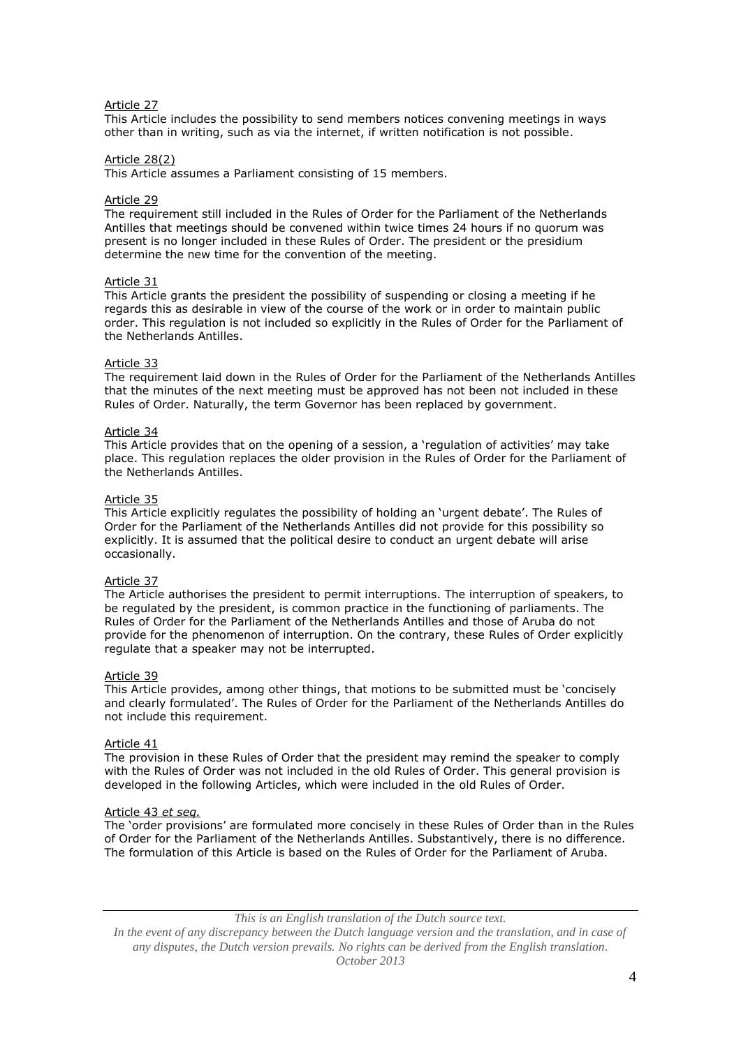Article 27

This Article includes the possibility to send members notices convening meetings in ways other than in writing, such as via the internet, if written notification is not possible.

Article 28(2)

This Article assumes a Parliament consisting of 15 members.

Article 29

The requirement still included in the Rules of Order for the Parliament of the Netherlands Antilles that meetings should be convened within twice times 24 hours if no quorum was present is no longer included in these Rules of Order. The president or the presidium determine the new time for the convention of the meeting.

Article 31

This Article grants the president the possibility of suspending or closing a meeting if he regards this as desirable in view of the course of the work or in order to maintain public order. This regulation is not included so explicitly in the Rules of Order for the Parliament of the Netherlands Antilles.

Article 33

The requirement laid down in the Rules of Order for the Parliament of the Netherlands Antilles that the minutes of the next meeting must be approved has not been not included in these Rules of Order. Naturally, the term Governor has been replaced by government.

Article 34

This Article provides that on the opening of a session, a 'regulation of activities' may take place. This regulation replaces the older provision in the Rules of Order for the Parliament of the Netherlands Antilles.

Article 35

This Article explicitly regulates the possibility of holding an 'urgent debate'. The Rules of Order for the Parliament of the Netherlands Antilles did not provide for this possibility so explicitly. It is assumed that the political desire to conduct an urgent debate will arise occasionally.

Article 37

The Article authorises the president to permit interruptions. The interruption of speakers, to be regulated by the president, is common practice in the functioning of parliaments. The Rules of Order for the Parliament of the Netherlands Antilles and those of Aruba do not provide for the phenomenon of interruption. On the contrary, these Rules of Order explicitly regulate that a speaker may not be interrupted.

Article 39

This Article provides, among other things, that motions to be submitted must be 'concisely and clearly formulated'. The Rules of Order for the Parliament of the Netherlands Antilles do not include this requirement.

Article 41

The provision in these Rules of Order that the president may remind the speaker to comply with the Rules of Order was not included in the old Rules of Order. This general provision is developed in the following Articles, which were included in the old Rules of Order.

Article 43 *et seq.*

The 'order provisions' are formulated more concisely in these Rules of Order than in the Rules of Order for the Parliament of the Netherlands Antilles. Substantively, there is no difference. The formulation of this Article is based on the Rules of Order for the Parliament of Aruba.

*This is an English translation of the Dutch source text.*
*In the event of any discrepancy between the Dutch language version and the translation, and in case of any disputes, the Dutch version prevails. No rights can be derived from the English translation.*
*October 2013*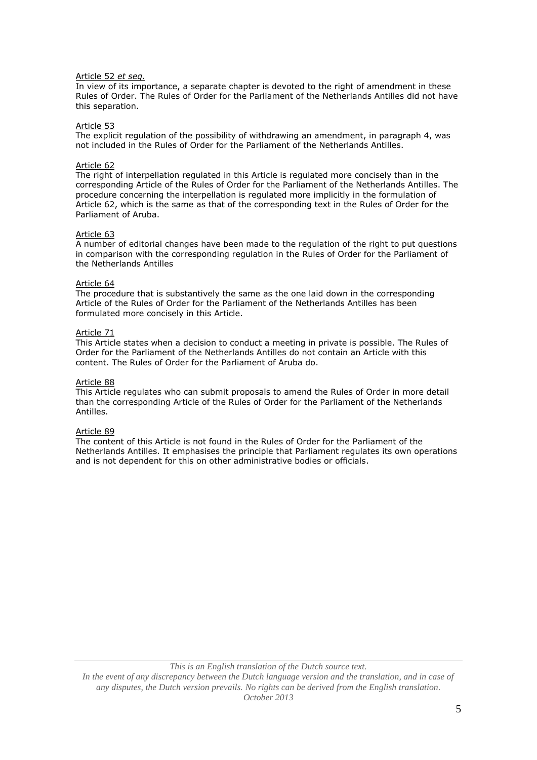Article 52 *et seq.*

In view of its importance, a separate chapter is devoted to the right of amendment in these Rules of Order. The Rules of Order for the Parliament of the Netherlands Antilles did not have this separation.

Article 53

The explicit regulation of the possibility of withdrawing an amendment, in paragraph 4, was not included in the Rules of Order for the Parliament of the Netherlands Antilles.

Article 62

The right of interpellation regulated in this Article is regulated more concisely than in the corresponding Article of the Rules of Order for the Parliament of the Netherlands Antilles. The procedure concerning the interpellation is regulated more implicitly in the formulation of Article 62, which is the same as that of the corresponding text in the Rules of Order for the Parliament of Aruba.

Article 63

A number of editorial changes have been made to the regulation of the right to put questions in comparison with the corresponding regulation in the Rules of Order for the Parliament of the Netherlands Antilles

Article 64

The procedure that is substantively the same as the one laid down in the corresponding Article of the Rules of Order for the Parliament of the Netherlands Antilles has been formulated more concisely in this Article.

Article 71

This Article states when a decision to conduct a meeting in private is possible. The Rules of Order for the Parliament of the Netherlands Antilles do not contain an Article with this content. The Rules of Order for the Parliament of Aruba do.

Article 88

This Article regulates who can submit proposals to amend the Rules of Order in more detail than the corresponding Article of the Rules of Order for the Parliament of the Netherlands Antilles.

Article 89

The content of this Article is not found in the Rules of Order for the Parliament of the Netherlands Antilles. It emphasises the principle that Parliament regulates its own operations and is not dependent for this on other administrative bodies or officials.

*This is an English translation of the Dutch source text.*
*In the event of any discrepancy between the Dutch language version and the translation, and in case of any disputes, the Dutch version prevails. No rights can be derived from the English translation.*
*October 2013*